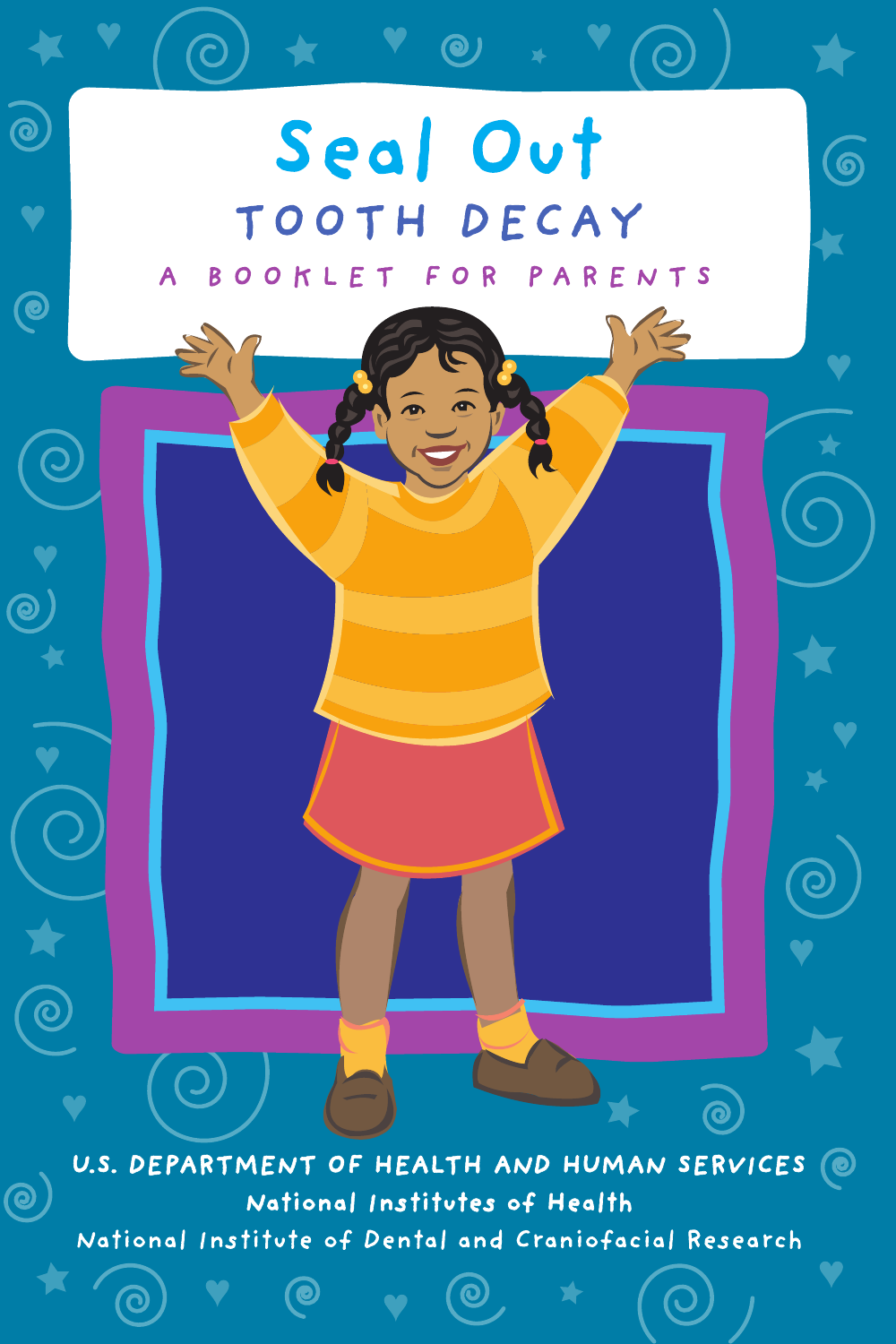# Seal Out

## TOOTH DECAY

### A BOOKLET FOR PARENTS

U.S. DEPARTMENT OF HEALTH AND HUMAN SERVICES

National Institutes of Health

National Institute of Dental and Craniofacial Research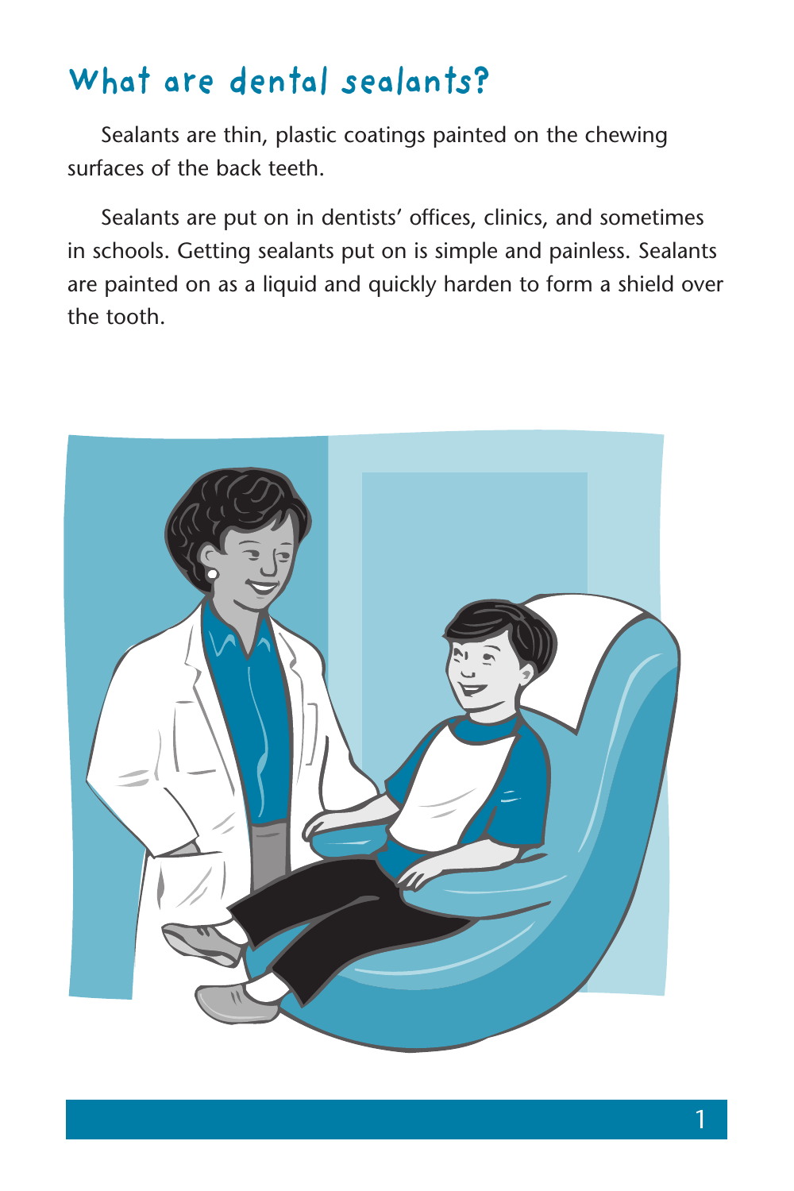## What are dental sealants?

Sealants are thin, plastic coatings painted on the chewing surfaces of the back teeth.

Sealants are put on in dentists' offices, clinics, and sometimes in schools. Getting sealants put on is simple and painless. Sealants are painted on as a liquid and quickly harden to form a shield over the tooth.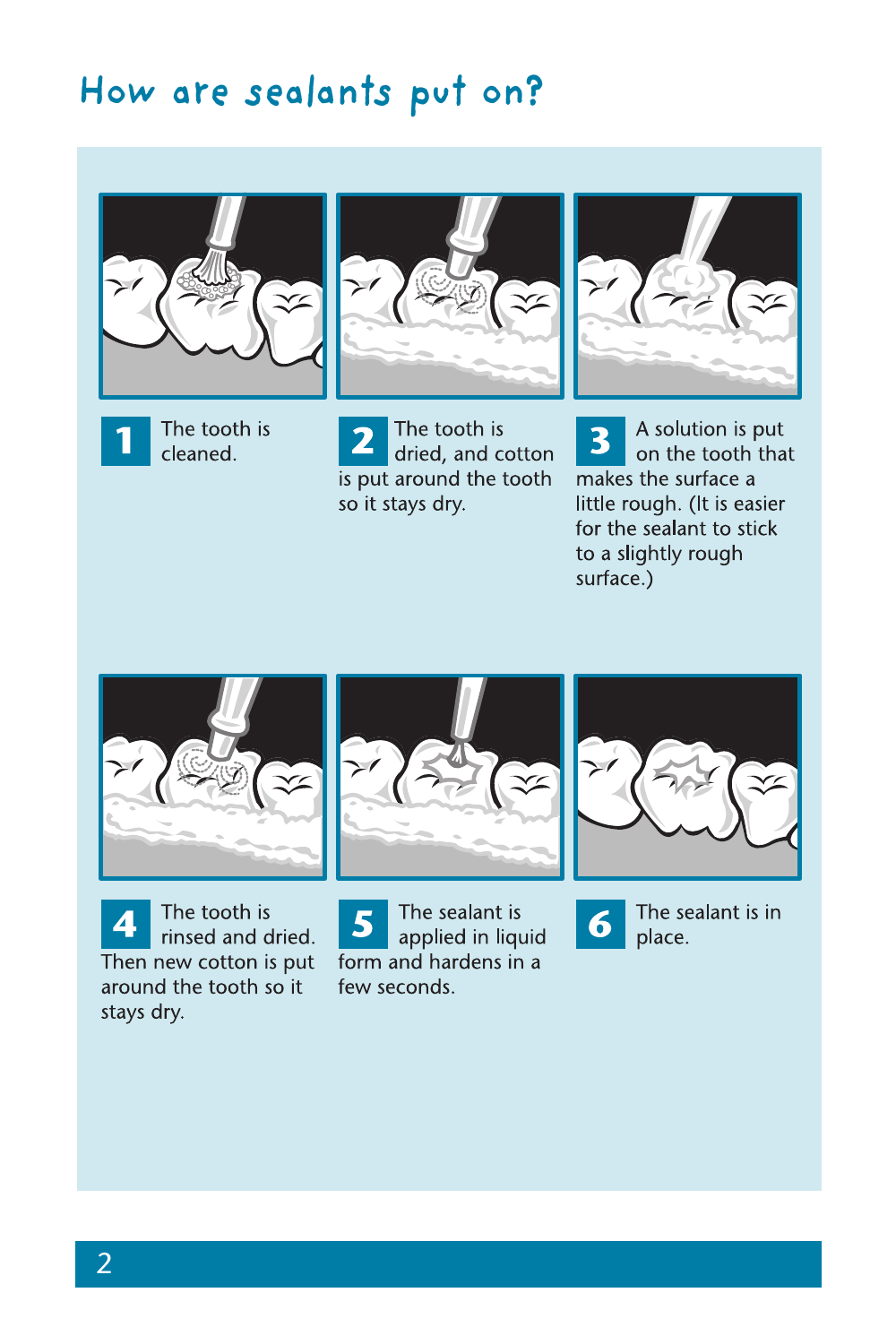# How are sealants put on?

1. The tooth is cleaned.
2. The tooth is dried, and cotton is put around the tooth so it stays dry.
3. A solution is put on the tooth that makes the surface a little rough. (It is easier for the sealant to stick to a slightly rough surface.)
4. The tooth is rinsed and dried. Then new cotton is put around the tooth so it stays dry.
5. The sealant is applied in liquid form and hardens in a few seconds.
6. The sealant is in place.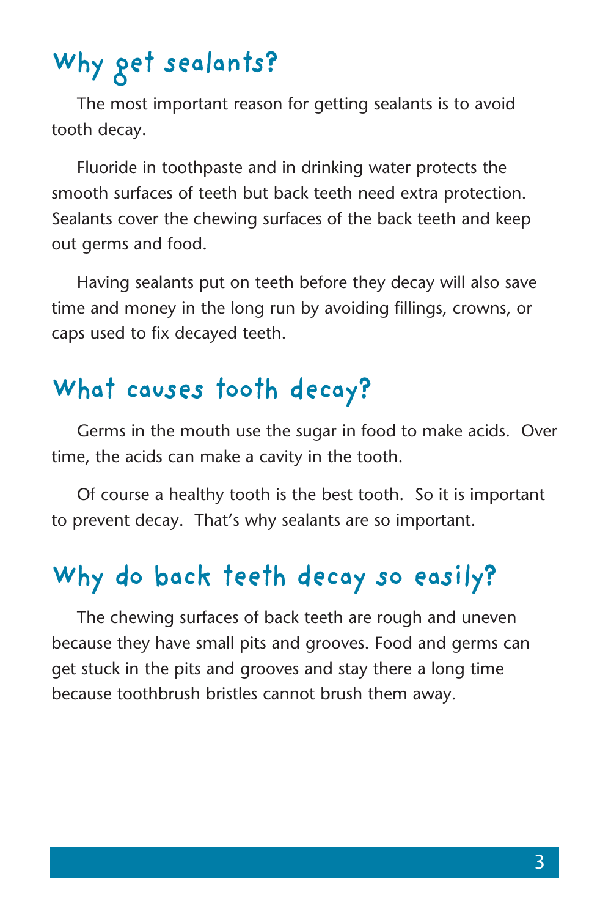## Why get sealants?

The most important reason for getting sealants is to avoid tooth decay.

Fluoride in toothpaste and in drinking water protects the smooth surfaces of teeth but back teeth need extra protection. Sealants cover the chewing surfaces of the back teeth and keep out germs and food.

Having sealants put on teeth before they decay will also save time and money in the long run by avoiding fillings, crowns, or caps used to fix decayed teeth.

## What causes tooth decay?

Germs in the mouth use the sugar in food to make acids. Over time, the acids can make a cavity in the tooth.

Of course a healthy tooth is the best tooth. So it is important to prevent decay. That's why sealants are so important.

## Why do back teeth decay so easily?

The chewing surfaces of back teeth are rough and uneven because they have small pits and grooves. Food and germs can get stuck in the pits and grooves and stay there a long time because toothbrush bristles cannot brush them away.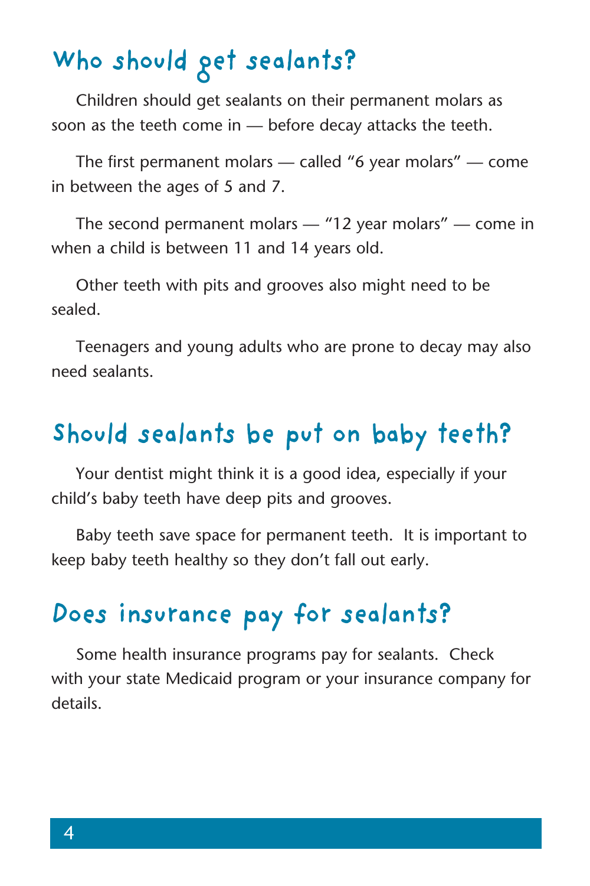## Who should get sealants?

Children should get sealants on their permanent molars as soon as the teeth come in — before decay attacks the teeth.

The first permanent molars — called "6 year molars" — come in between the ages of 5 and 7.

The second permanent molars — "12 year molars" — come in when a child is between 11 and 14 years old.

Other teeth with pits and grooves also might need to be sealed.

Teenagers and young adults who are prone to decay may also need sealants.

## Should sealants be put on baby teeth?

Your dentist might think it is a good idea, especially if your child's baby teeth have deep pits and grooves.

Baby teeth save space for permanent teeth. It is important to keep baby teeth healthy so they don't fall out early.

## Does insurance pay for sealants?

Some health insurance programs pay for sealants. Check with your state Medicaid program or your insurance company for details.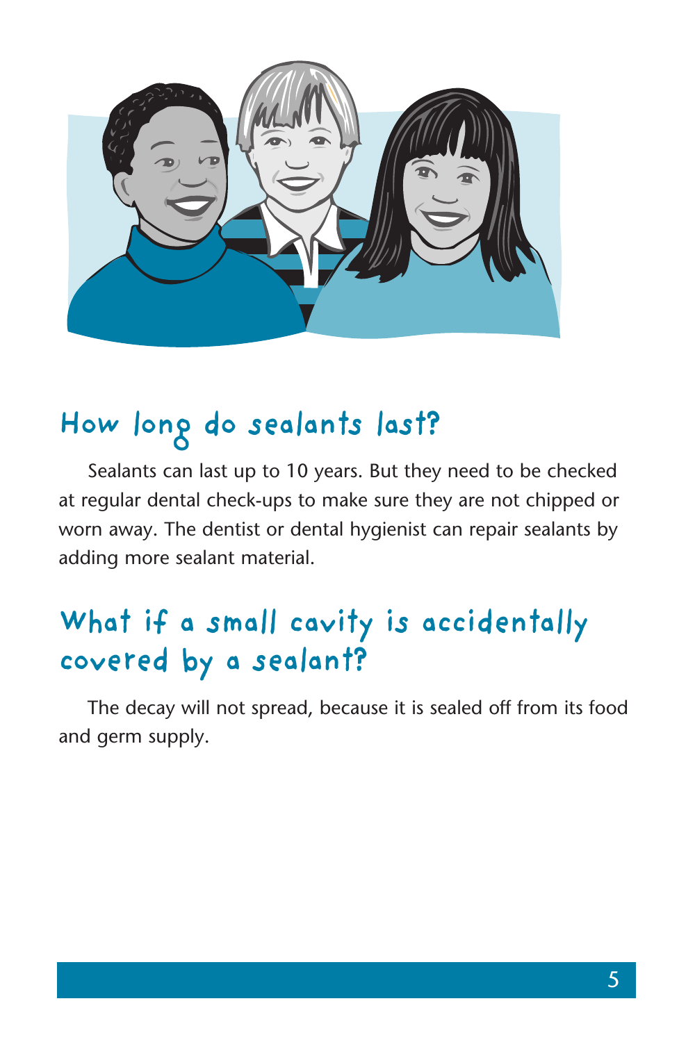## How long do sealants last?

Sealants can last up to 10 years. But they need to be checked at regular dental check-ups to make sure they are not chipped or worn away. The dentist or dental hygienist can repair sealants by adding more sealant material.

## What if a small cavity is accidentally covered by a sealant?

The decay will not spread, because it is sealed off from its food and germ supply.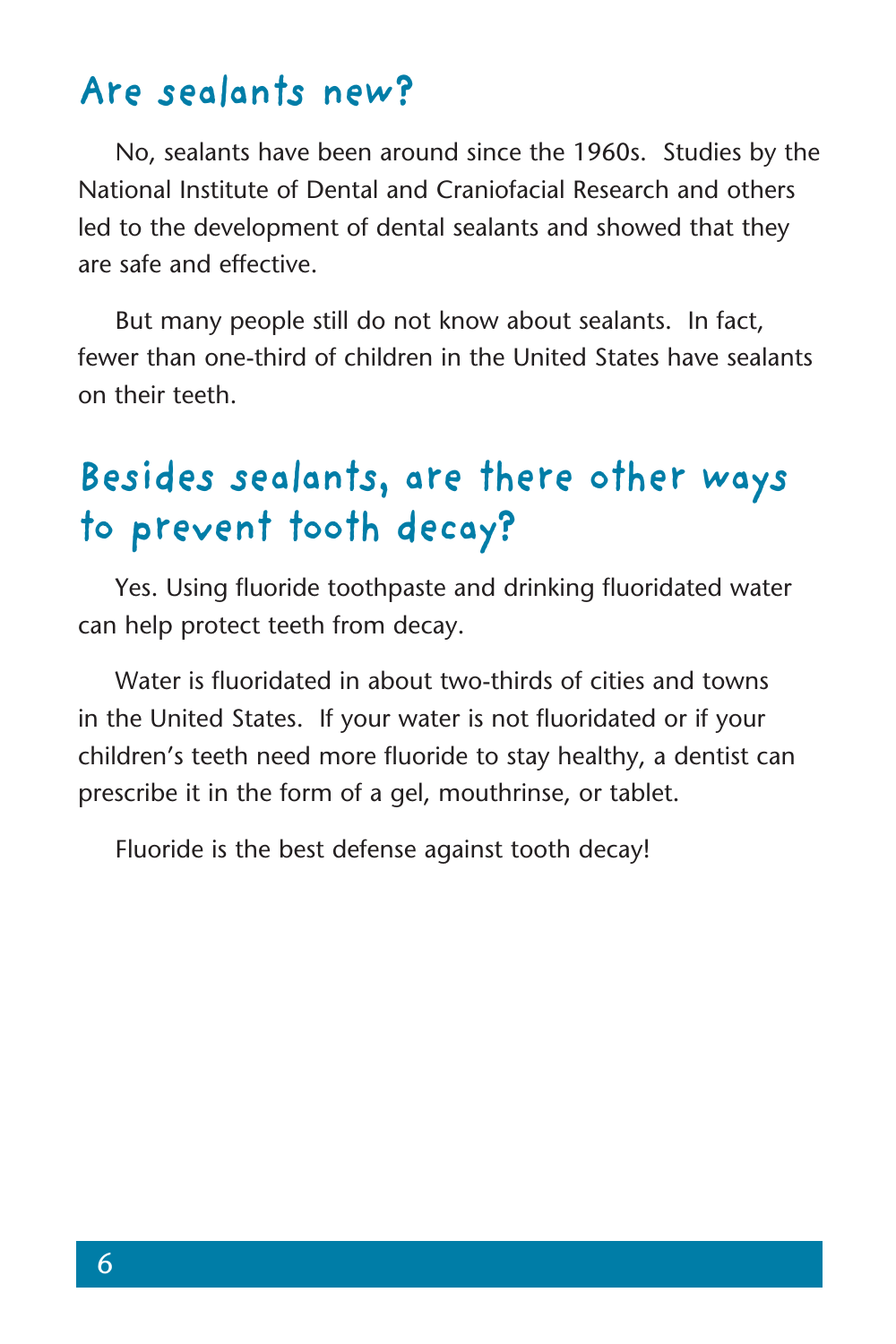## Are sealants new?

No, sealants have been around since the 1960s. Studies by the National Institute of Dental and Craniofacial Research and others led to the development of dental sealants and showed that they are safe and effective.

But many people still do not know about sealants. In fact, fewer than one-third of children in the United States have sealants on their teeth.

## Besides sealants, are there other ways to prevent tooth decay?

Yes. Using fluoride toothpaste and drinking fluoridated water can help protect teeth from decay.

Water is fluoridated in about two-thirds of cities and towns in the United States. If your water is not fluoridated or if your children's teeth need more fluoride to stay healthy, a dentist can prescribe it in the form of a gel, mouthrinse, or tablet.

Fluoride is the best defense against tooth decay!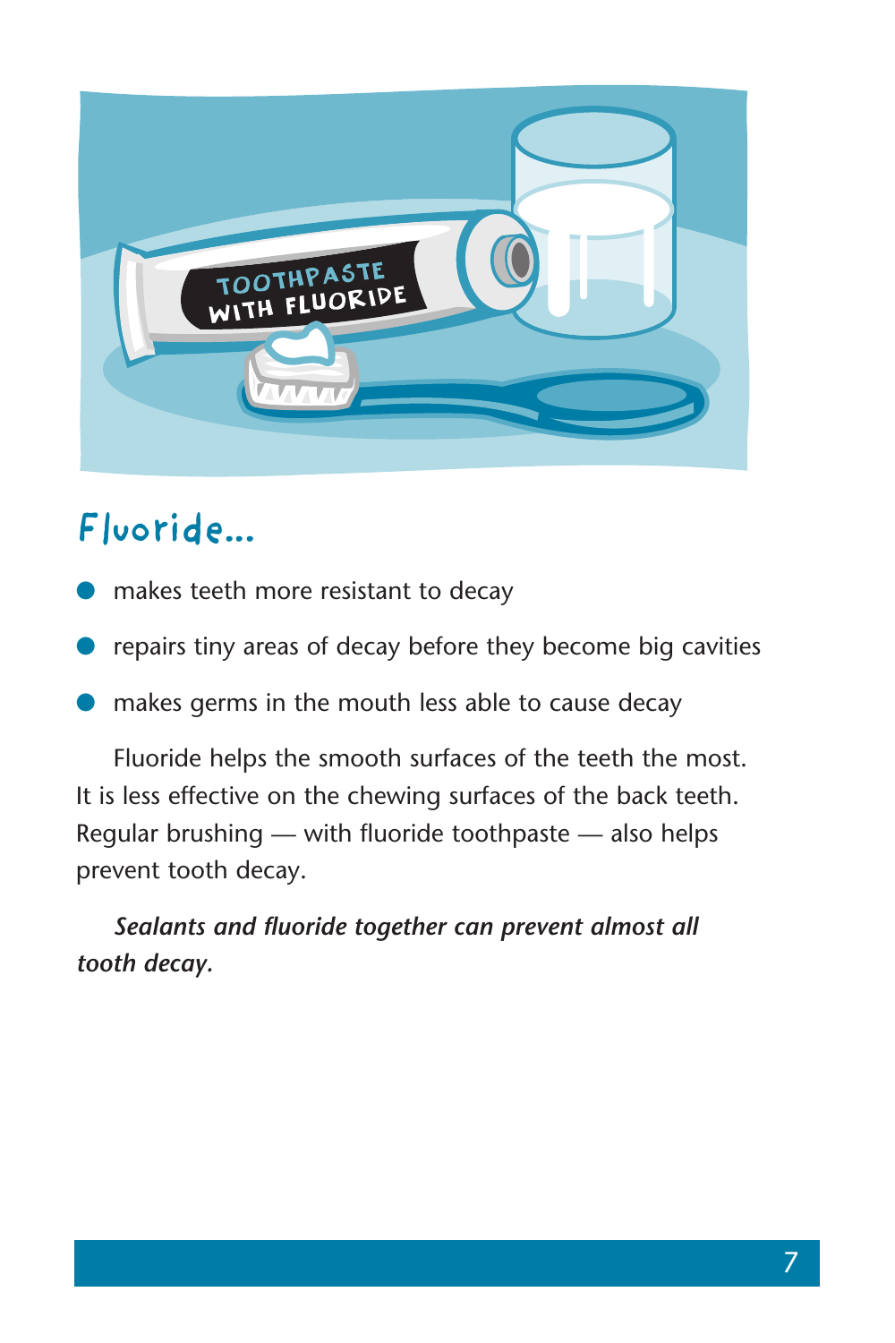## Fluoride...

- makes teeth more resistant to decay
- repairs tiny areas of decay before they become big cavities
- makes germs in the mouth less able to cause decay

Fluoride helps the smooth surfaces of the teeth the most. It is less effective on the chewing surfaces of the back teeth. Regular brushing — with fluoride toothpaste — also helps prevent tooth decay.

***Sealants and fluoride together can prevent almost all tooth decay.***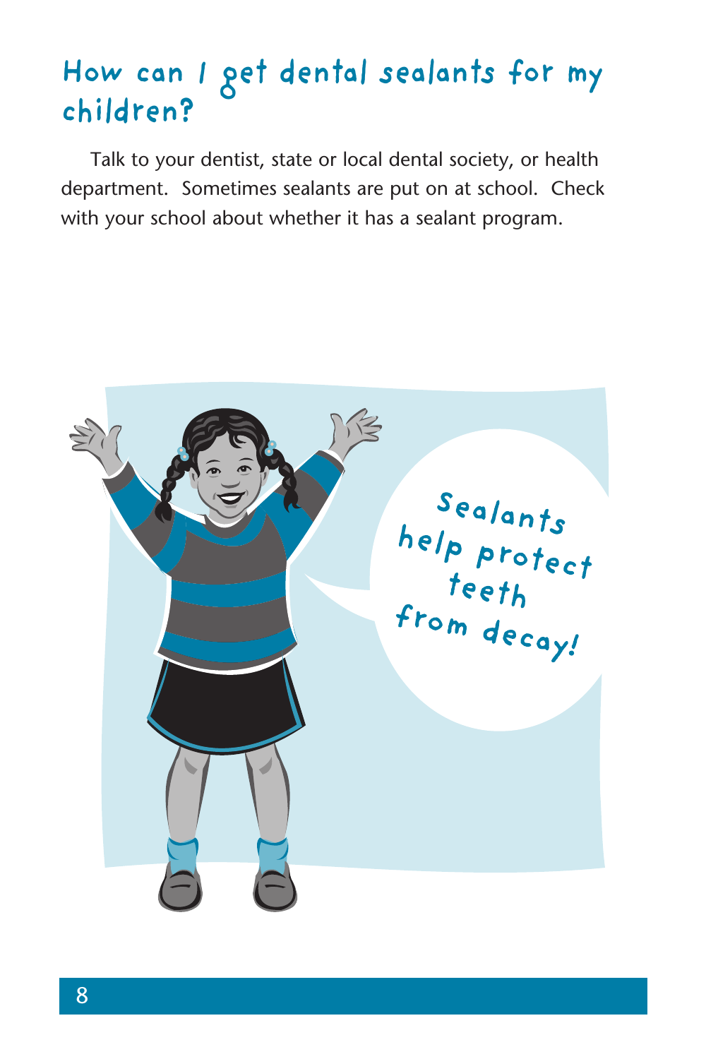## How can I get dental sealants for my children?

Talk to your dentist, state or local dental society, or health department. Sometimes sealants are put on at school. Check with your school about whether it has a sealant program.

Sealants help protect teeth from decay!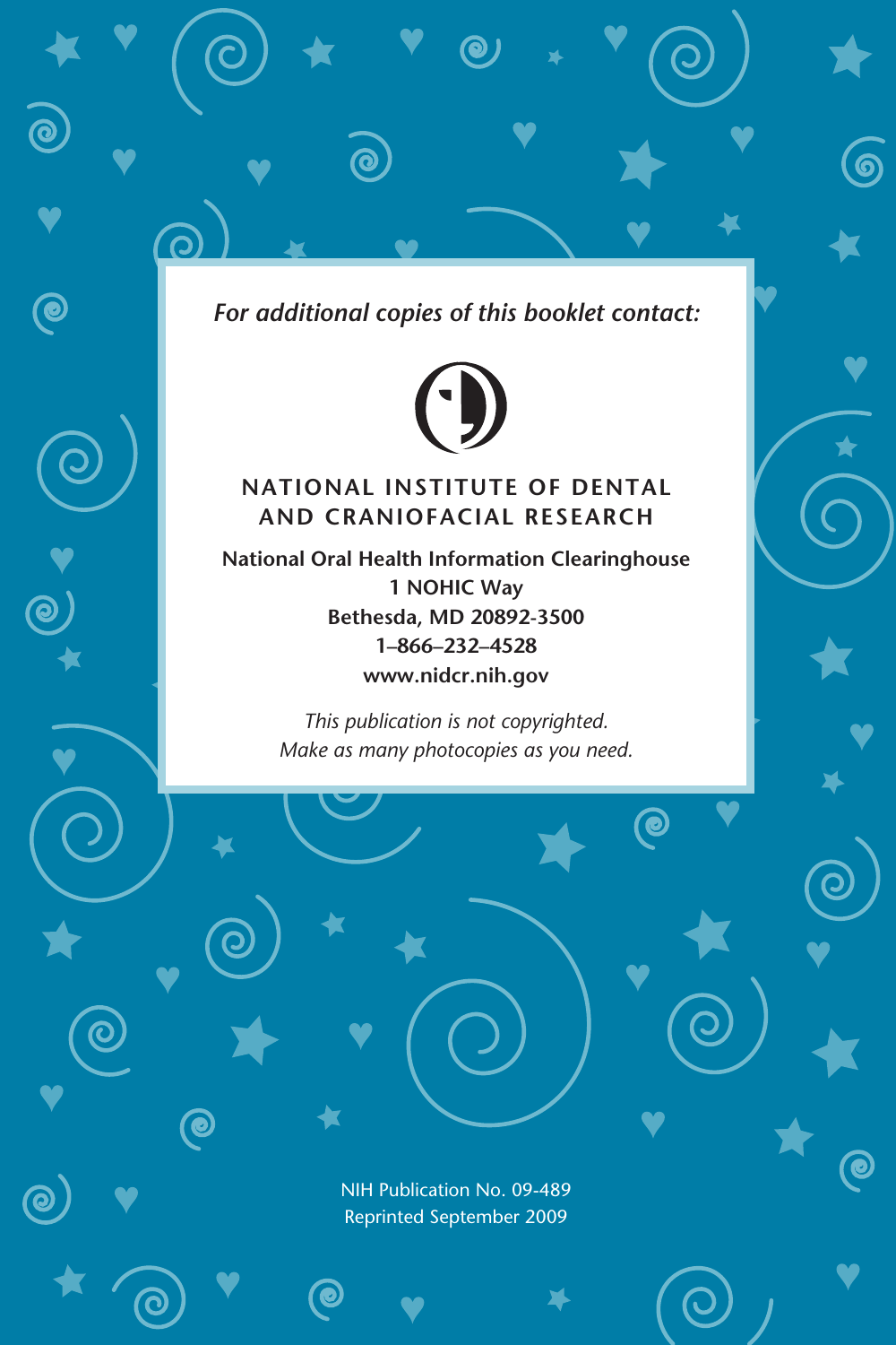*For additional copies of this booklet contact:*

**NATIONAL INSTITUTE OF DENTAL AND CRANIOFACIAL RESEARCH**

**National Oral Health Information Clearinghouse**
**1 NOHIC Way**
**Bethesda, MD 20892-3500**
**1–866–232–4528**
**www.nidcr.nih.gov**

*This publication is not copyrighted.*
*Make as many photocopies as you need.*

NIH Publication No. 09-489
Reprinted September 2009